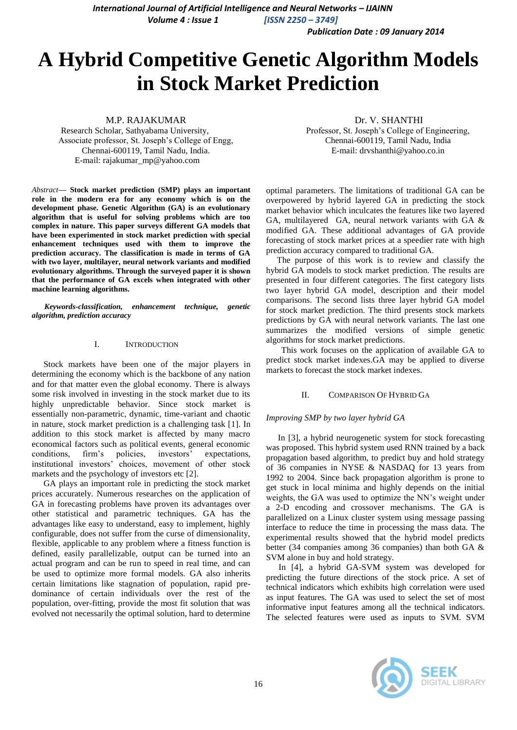# A Hybrid Competitive Genetic Algorithm Models in Stock Market Prediction

M.P. RAJAKUMAR
Research Scholar, Sathyabama University,
Associate professor, St. Joseph's College of Engg,
Chennai-600119, Tamil Nadu, India.
E-mail: rajakumar_mp@yahoo.com

Dr. V. SHANTHI
Professor, St. Joseph's College of Engineering,
Chennai-600119, Tamil Nadu, India
E-mail: drvshanthi@yahoo.co.in

*Abstract*— **Stock market prediction (SMP) plays an important role in the modern era for any economy which is on the development phase. Genetic Algorithm (GA) is an evolutionary algorithm that is useful for solving problems which are too complex in nature. This paper surveys different GA models that have been experimented in stock market prediction with special enhancement techniques used with them to improve the prediction accuracy. The classification is made in terms of GA with two layer, multilayer, neural network variants and modified evolutionary algorithms. Through the surveyed paper it is shown that the performance of GA excels when integrated with other machine learning algorithms.**

***Keywords-classification, enhancement technique, genetic algorithm, prediction accuracy***

## I. INTRODUCTION

Stock markets have been one of the major players in determining the economy which is the backbone of any nation and for that matter even the global economy. There is always some risk involved in investing in the stock market due to its highly unpredictable behavior. Since stock market is essentially non-parametric, dynamic, time-variant and chaotic in nature, stock market prediction is a challenging task [1]. In addition to this stock market is affected by many macro economical factors such as political events, general economic conditions, firm's policies, investors' expectations, institutional investors' choices, movement of other stock markets and the psychology of investors etc [2].

GA plays an important role in predicting the stock market prices accurately. Numerous researches on the application of GA in forecasting problems have proven its advantages over other statistical and parametric techniques. GA has the advantages like easy to understand, easy to implement, highly configurable, does not suffer from the curse of dimensionality, flexible, applicable to any problem where a fitness function is defined, easily parallelizable, output can be turned into an actual program and can be run to speed in real time, and can be used to optimize more formal models. GA also inherits certain limitations like stagnation of population, rapid pre-dominance of certain individuals over the rest of the population, over-fitting, provide the most fit solution that was evolved not necessarily the optimal solution, hard to determine optimal parameters. The limitations of traditional GA can be overpowered by hybrid layered GA in predicting the stock market behavior which inculcates the features like two layered GA, multilayered GA, neural network variants with GA & modified GA. These additional advantages of GA provide forecasting of stock market prices at a speedier rate with high prediction accuracy compared to traditional GA.

The purpose of this work is to review and classify the hybrid GA models to stock market prediction. The results are presented in four different categories. The first category lists two layer hybrid GA model, description and their model comparisons. The second lists three layer hybrid GA model for stock market prediction. The third presents stock markets predictions by GA with neural network variants. The last one summarizes the modified versions of simple genetic algorithms for stock market predictions.

This work focuses on the application of available GA to predict stock market indexes.GA may be applied to diverse markets to forecast the stock market indexes.

## II. COMPARISON OF HYBRID GA

*Improving SMP by two layer hybrid GA*

In [3], a hybrid neurogenetic system for stock forecasting was proposed. This hybrid system used RNN trained by a back propagation based algorithm, to predict buy and hold strategy of 36 companies in NYSE & NASDAQ for 13 years from 1992 to 2004. Since back propagation algorithm is prone to get stuck in local minima and highly depends on the initial weights, the GA was used to optimize the NN's weight under a 2-D encoding and crossover mechanisms. The GA is parallelized on a Linux cluster system using message passing interface to reduce the time in processing the mass data. The experimental results showed that the hybrid model predicts better (34 companies among 36 companies) than both GA & SVM alone in buy and hold strategy.

In [4], a hybrid GA-SVM system was developed for predicting the future directions of the stock price. A set of technical indicators which exhibits high correlation were used as input features. The GA was used to select the set of most informative input features among all the technical indicators. The selected features were used as inputs to SVM. SVM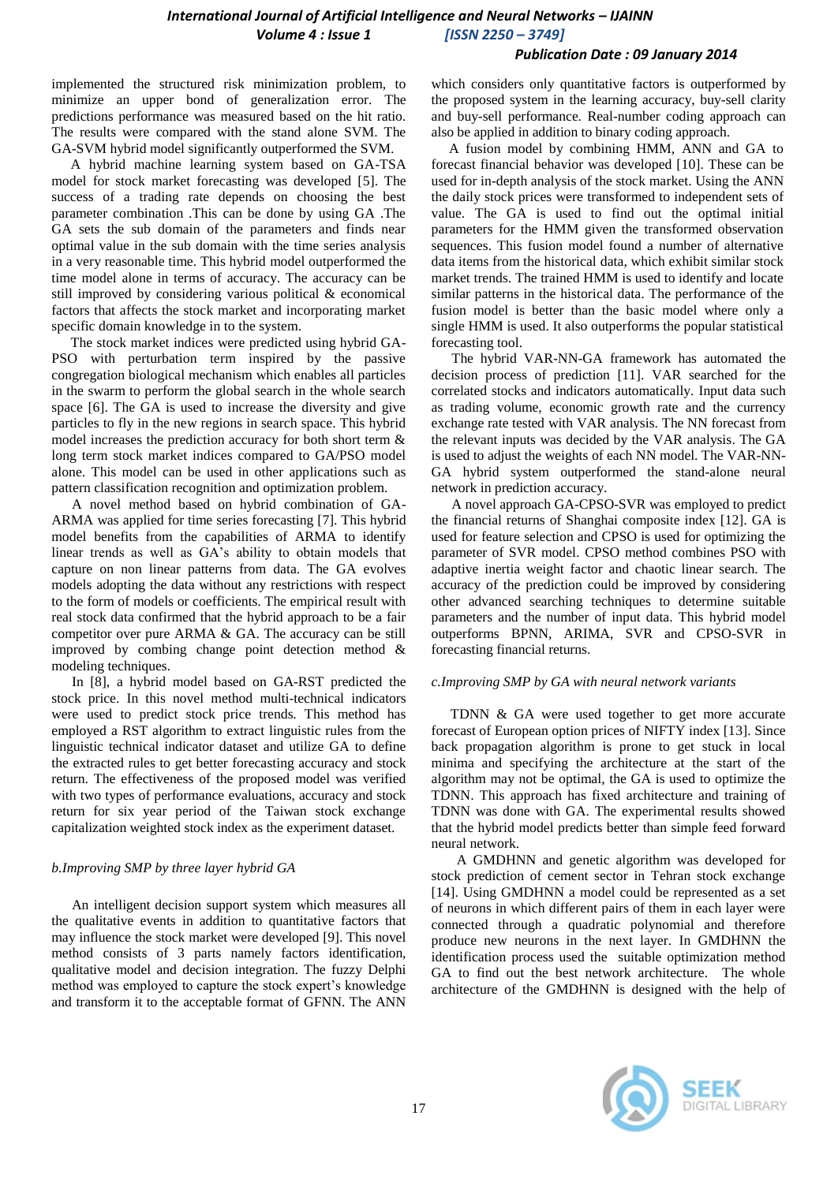implemented the structured risk minimization problem, to minimize an upper bond of generalization error. The predictions performance was measured based on the hit ratio. The results were compared with the stand alone SVM. The GA-SVM hybrid model significantly outperformed the SVM.

A hybrid machine learning system based on GA-TSA model for stock market forecasting was developed [5]. The success of a trading rate depends on choosing the best parameter combination .This can be done by using GA .The GA sets the sub domain of the parameters and finds near optimal value in the sub domain with the time series analysis in a very reasonable time. This hybrid model outperformed the time model alone in terms of accuracy. The accuracy can be still improved by considering various political & economical factors that affects the stock market and incorporating market specific domain knowledge in to the system.

The stock market indices were predicted using hybrid GA-PSO with perturbation term inspired by the passive congregation biological mechanism which enables all particles in the swarm to perform the global search in the whole search space [6]. The GA is used to increase the diversity and give particles to fly in the new regions in search space. This hybrid model increases the prediction accuracy for both short term & long term stock market indices compared to GA/PSO model alone. This model can be used in other applications such as pattern classification recognition and optimization problem.

A novel method based on hybrid combination of GA-ARMA was applied for time series forecasting [7]. This hybrid model benefits from the capabilities of ARMA to identify linear trends as well as GA's ability to obtain models that capture on non linear patterns from data. The GA evolves models adopting the data without any restrictions with respect to the form of models or coefficients. The empirical result with real stock data confirmed that the hybrid approach to be a fair competitor over pure ARMA & GA. The accuracy can be still improved by combing change point detection method & modeling techniques.

In [8], a hybrid model based on GA-RST predicted the stock price. In this novel method multi-technical indicators were used to predict stock price trends. This method has employed a RST algorithm to extract linguistic rules from the linguistic technical indicator dataset and utilize GA to define the extracted rules to get better forecasting accuracy and stock return. The effectiveness of the proposed model was verified with two types of performance evaluations, accuracy and stock return for six year period of the Taiwan stock exchange capitalization weighted stock index as the experiment dataset.

*b.Improving SMP by three layer hybrid GA*

An intelligent decision support system which measures all the qualitative events in addition to quantitative factors that may influence the stock market were developed [9]. This novel method consists of 3 parts namely factors identification, qualitative model and decision integration. The fuzzy Delphi method was employed to capture the stock expert's knowledge and transform it to the acceptable format of GFNN. The ANN which considers only quantitative factors is outperformed by the proposed system in the learning accuracy, buy-sell clarity and buy-sell performance. Real-number coding approach can also be applied in addition to binary coding approach.

A fusion model by combining HMM, ANN and GA to forecast financial behavior was developed [10]. These can be used for in-depth analysis of the stock market. Using the ANN the daily stock prices were transformed to independent sets of value. The GA is used to find out the optimal initial parameters for the HMM given the transformed observation sequences. This fusion model found a number of alternative data items from the historical data, which exhibit similar stock market trends. The trained HMM is used to identify and locate similar patterns in the historical data. The performance of the fusion model is better than the basic model where only a single HMM is used. It also outperforms the popular statistical forecasting tool.

The hybrid VAR-NN-GA framework has automated the decision process of prediction [11]. VAR searched for the correlated stocks and indicators automatically. Input data such as trading volume, economic growth rate and the currency exchange rate tested with VAR analysis. The NN forecast from the relevant inputs was decided by the VAR analysis. The GA is used to adjust the weights of each NN model. The VAR-NN-GA hybrid system outperformed the stand-alone neural network in prediction accuracy.

A novel approach GA-CPSO-SVR was employed to predict the financial returns of Shanghai composite index [12]. GA is used for feature selection and CPSO is used for optimizing the parameter of SVR model. CPSO method combines PSO with adaptive inertia weight factor and chaotic linear search. The accuracy of the prediction could be improved by considering other advanced searching techniques to determine suitable parameters and the number of input data. This hybrid model outperforms BPNN, ARIMA, SVR and CPSO-SVR in forecasting financial returns.

*c.Improving SMP by GA with neural network variants*

TDNN & GA were used together to get more accurate forecast of European option prices of NIFTY index [13]. Since back propagation algorithm is prone to get stuck in local minima and specifying the architecture at the start of the algorithm may not be optimal, the GA is used to optimize the TDNN. This approach has fixed architecture and training of TDNN was done with GA. The experimental results showed that the hybrid model predicts better than simple feed forward neural network.

A GMDHNN and genetic algorithm was developed for stock prediction of cement sector in Tehran stock exchange [14]. Using GMDHNN a model could be represented as a set of neurons in which different pairs of them in each layer were connected through a quadratic polynomial and therefore produce new neurons in the next layer. In GMDHNN the identification process used the suitable optimization method GA to find out the best network architecture. The whole architecture of the GMDHNN is designed with the help of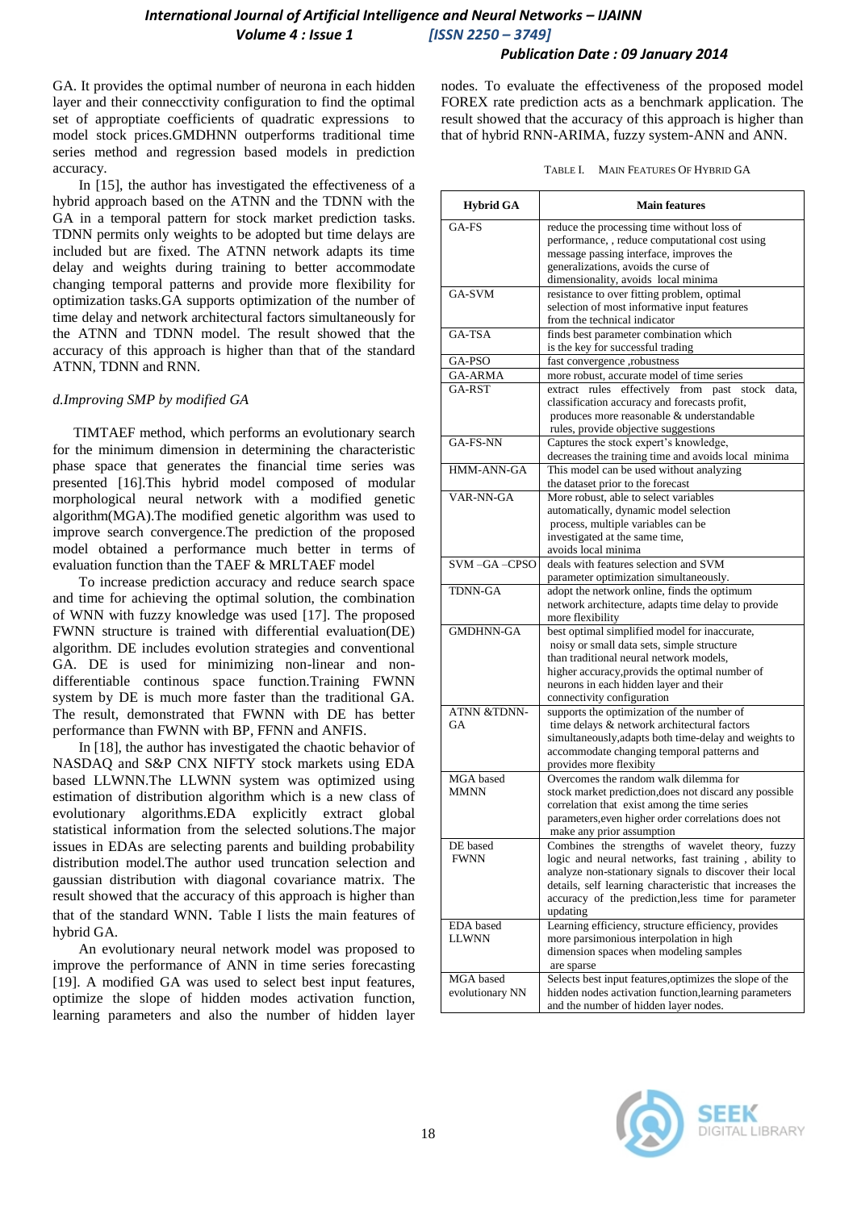GA. It provides the optimal number of neurona in each hidden layer and their connecctivity configuration to find the optimal set of approptiate coefficients of quadratic expressions to model stock prices.GMDHNN outperforms traditional time series method and regression based models in prediction accuracy.

In [15], the author has investigated the effectiveness of a hybrid approach based on the ATNN and the TDNN with the GA in a temporal pattern for stock market prediction tasks. TDNN permits only weights to be adopted but time delays are included but are fixed. The ATNN network adapts its time delay and weights during training to better accommodate changing temporal patterns and provide more flexibility for optimization tasks.GA supports optimization of the number of time delay and network architectural factors simultaneously for the ATNN and TDNN model. The result showed that the accuracy of this approach is higher than that of the standard ATNN, TDNN and RNN.

*d.Improving SMP by modified GA*

TIMTAEF method, which performs an evolutionary search for the minimum dimension in determining the characteristic phase space that generates the financial time series was presented [16].This hybrid model composed of modular morphological neural network with a modified genetic algorithm(MGA).The modified genetic algorithm was used to improve search convergence.The prediction of the proposed model obtained a performance much better in terms of evaluation function than the TAEF & MRLTAEF model

To increase prediction accuracy and reduce search space and time for achieving the optimal solution, the combination of WNN with fuzzy knowledge was used [17]. The proposed FWNN structure is trained with differential evaluation(DE) algorithm. DE includes evolution strategies and conventional GA. DE is used for minimizing non-linear and non-differentiable continous space function.Training FWNN system by DE is much more faster than the traditional GA. The result, demonstrated that FWNN with DE has better performance than FWNN with BP, FFNN and ANFIS.

In [18], the author has investigated the chaotic behavior of NASDAQ and S&P CNX NIFTY stock markets using EDA based LLWNN.The LLWNN system was optimized using estimation of distribution algorithm which is a new class of evolutionary algorithms.EDA explicitly extract global statistical information from the selected solutions.The major issues in EDAs are selecting parents and building probability distribution model.The author used truncation selection and gaussian distribution with diagonal covariance matrix. The result showed that the accuracy of this approach is higher than that of the standard WNN. Table I lists the main features of hybrid GA.

An evolutionary neural network model was proposed to improve the performance of ANN in time series forecasting [19]. A modified GA was used to select best input features, optimize the slope of hidden modes activation function, learning parameters and also the number of hidden layer nodes. To evaluate the effectiveness of the proposed model FOREX rate prediction acts as a benchmark application. The result showed that the accuracy of this approach is higher than that of hybrid RNN-ARIMA, fuzzy system-ANN and ANN.

TABLE I. MAIN FEATURES OF HYBRID GA

| Hybrid GA | Main features |
|---|---|
| GA-FS | reduce the processing time without loss of performance, , reduce computational cost using message passing interface, improves the generalizations, avoids the curse of dimensionality, avoids local minima |
| GA-SVM | resistance to over fitting problem, optimal selection of most informative input features from the technical indicator |
| GA-TSA | finds best parameter combination which is the key for successful trading |
| GA-PSO | fast convergence ,robustness |
| GA-ARMA | more robust, accurate model of time series |
| GA-RST | extract rules effectively from past stock data, classification accuracy and forecasts profit, produces more reasonable & understandable rules, provide objective suggestions |
| GA-FS-NN | Captures the stock expert's knowledge, decreases the training time and avoids local minima |
| HMM-ANN-GA | This model can be used without analyzing the dataset prior to the forecast |
| VAR-NN-GA | More robust, able to select variables automatically, dynamic model selection process, multiple variables can be investigated at the same time, avoids local minima |
| SVM –GA –CPSO | deals with features selection and SVM parameter optimization simultaneously. |
| TDNN-GA | adopt the network online, finds the optimum network architecture, adapts time delay to provide more flexibility |
| GMDHNN-GA | best optimal simplified model for inaccurate, noisy or small data sets, simple structure than traditional neural network models, higher accuracy,provids the optimal number of neurons in each hidden layer and their connectivity configuration |
| ATNN &TDNN-GA | supports the optimization of the number of time delays & network architectural factors simultaneously,adapts both time-delay and weights to accommodate changing temporal patterns and provides more flexibity |
| MGA based MMNN | Overcomes the random walk dilemma for stock market prediction,does not discard any possible correlation that exist among the time series parameters,even higher order correlations does not make any prior assumption |
| DE based FWNN | Combines the strengths of wavelet theory, fuzzy logic and neural networks, fast training , ability to analyze non-stationary signals to discover their local details, self learning characteristic that increases the accuracy of the prediction,less time for parameter updating |
| EDA based LLWNN | Learning efficiency, structure efficiency, provides more parsimonious interpolation in high dimension spaces when modeling samples are sparse |
| MGA based evolutionary NN | Selects best input features,optimizes the slope of the hidden nodes activation function,learning parameters and the number of hidden layer nodes. |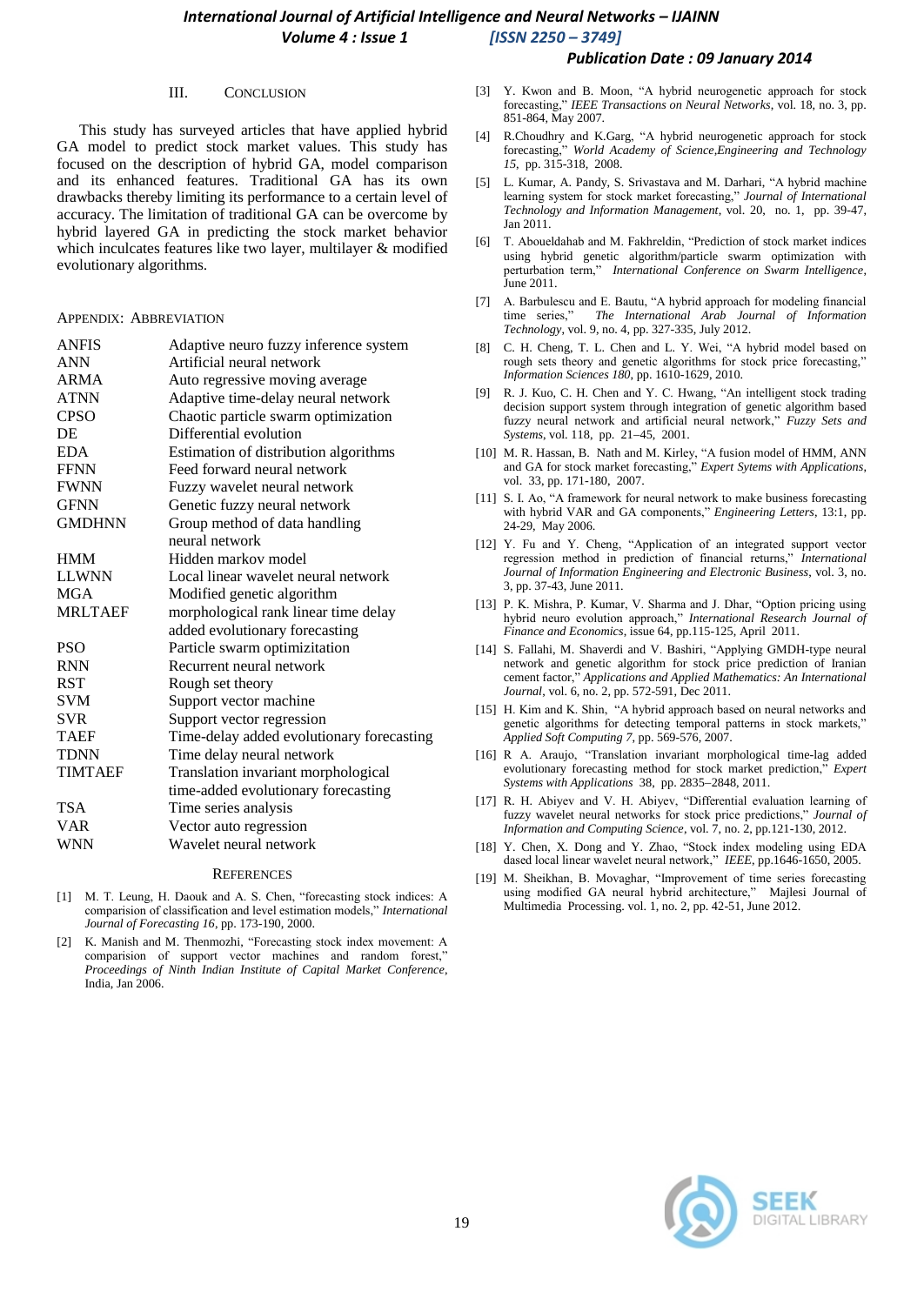## III. Conclusion

This study has surveyed articles that have applied hybrid GA model to predict stock market values. This study has focused on the description of hybrid GA, model comparison and its enhanced features. Traditional GA has its own drawbacks thereby limiting its performance to a certain level of accuracy. The limitation of traditional GA can be overcome by hybrid layered GA in predicting the stock market behavior which inculcates features like two layer, multilayer & modified evolutionary algorithms.

## Appendix: Abbreviation

| | |
|---|---|
| ANFIS | Adaptive neuro fuzzy inference system |
| ANN | Artificial neural network |
| ARMA | Auto regressive moving average |
| ATNN | Adaptive time-delay neural network |
| CPSO | Chaotic particle swarm optimization |
| DE | Differential evolution |
| EDA | Estimation of distribution algorithms |
| FFNN | Feed forward neural network |
| FWNN | Fuzzy wavelet neural network |
| GFNN | Genetic fuzzy neural network |
| GMDHNN | Group method of data handling neural network |
| HMM | Hidden markov model |
| LLWNN | Local linear wavelet neural network |
| MGA | Modified genetic algorithm |
| MRLTAEF | morphological rank linear time delay added evolutionary forecasting |
| PSO | Particle swarm optimizitation |
| RNN | Recurrent neural network |
| RST | Rough set theory |
| SVM | Support vector machine |
| SVR | Support vector regression |
| TAEF | Time-delay added evolutionary forecasting |
| TDNN | Time delay neural network |
| TIMTAEF | Translation invariant morphological time-added evolutionary forecasting |
| TSA | Time series analysis |
| VAR | Vector auto regression |
| WNN | Wavelet neural network |

## References

[1] M. T. Leung, H. Daouk and A. S. Chen, "forecasting stock indices: A comparision of classification and level estimation models," *International Journal of Forecasting 16*, pp. 173-190, 2000.

[2] K. Manish and M. Thenmozhi, "Forecasting stock index movement: A comparision of support vector machines and random forest," *Proceedings of Ninth Indian Institute of Capital Market Conference*, India, Jan 2006.

[3] Y. Kwon and B. Moon, "A hybrid neurogenetic approach for stock forecasting," *IEEE Transactions on Neural Networks*, vol. 18, no. 3, pp. 851-864, May 2007.

[4] R.Choudhry and K.Garg, "A hybrid neurogenetic approach for stock forecasting," *World Academy of Science,Engineering and Technology 15*, pp. 315-318, 2008.

[5] L. Kumar, A. Pandy, S. Srivastava and M. Darhari, "A hybrid machine learning system for stock market forecasting," *Journal of International Technology and Information Management*, vol. 20, no. 1, pp. 39-47, Jan 2011.

[6] T. Aboueldahab and M. Fakhreldin, "Prediction of stock market indices using hybrid genetic algorithm/particle swarm optimization with perturbation term," *International Conference on Swarm Intelligence*, June 2011.

[7] A. Barbulescu and E. Bautu, "A hybrid approach for modeling financial time series," *The International Arab Journal of Information Technology*, vol. 9, no. 4, pp. 327-335, July 2012.

[8] C. H. Cheng, T. L. Chen and L. Y. Wei, "A hybrid model based on rough sets theory and genetic algorithms for stock price forecasting," *Information Sciences 180*, pp. 1610-1629, 2010.

[9] R. J. Kuo, C. H. Chen and Y. C. Hwang, "An intelligent stock trading decision support system through integration of genetic algorithm based fuzzy neural network and artificial neural network," *Fuzzy Sets and Systems*, vol. 118, pp. 21–45, 2001.

[10] M. R. Hassan, B. Nath and M. Kirley, "A fusion model of HMM, ANN and GA for stock market forecasting," *Expert Sytems with Applications*, vol. 33, pp. 171-180, 2007.

[11] S. I. Ao, "A framework for neural network to make business forecasting with hybrid VAR and GA components," *Engineering Letters*, 13:1, pp. 24-29, May 2006.

[12] Y. Fu and Y. Cheng, "Application of an integrated support vector regression method in prediction of financial returns," *International Journal of Information Engineering and Electronic Business*, vol. 3, no. 3, pp. 37-43, June 2011.

[13] P. K. Mishra, P. Kumar, V. Sharma and J. Dhar, "Option pricing using hybrid neuro evolution approach," *International Research Journal of Finance and Economics*, issue 64, pp.115-125, April 2011.

[14] S. Fallahi, M. Shaverdi and V. Bashiri, "Applying GMDH-type neural network and genetic algorithm for stock price prediction of Iranian cement factor," *Applications and Applied Mathematics: An International Journal*, vol. 6, no. 2, pp. 572-591, Dec 2011.

[15] H. Kim and K. Shin, "A hybrid approach based on neural networks and genetic algorithms for detecting temporal patterns in stock markets," *Applied Soft Computing 7*, pp. 569-576, 2007.

[16] R A. Araujo, "Translation invariant morphological time-lag added evolutionary forecasting method for stock market prediction," *Expert Systems with Applications* 38, pp. 2835–2848, 2011.

[17] R. H. Abiyev and V. H. Abiyev, "Differential evaluation learning of fuzzy wavelet neural networks for stock price predictions," *Journal of Information and Computing Science*, vol. 7, no. 2, pp.121-130, 2012.

[18] Y. Chen, X. Dong and Y. Zhao, "Stock index modeling using EDA dased local linear wavelet neural network," *IEEE*, pp.1646-1650, 2005.

[19] M. Sheikhan, B. Movaghar, "Improvement of time series forecasting using modified GA neural hybrid architecture," Majlesi Journal of Multimedia Processing. vol. 1, no. 2, pp. 42-51, June 2012.